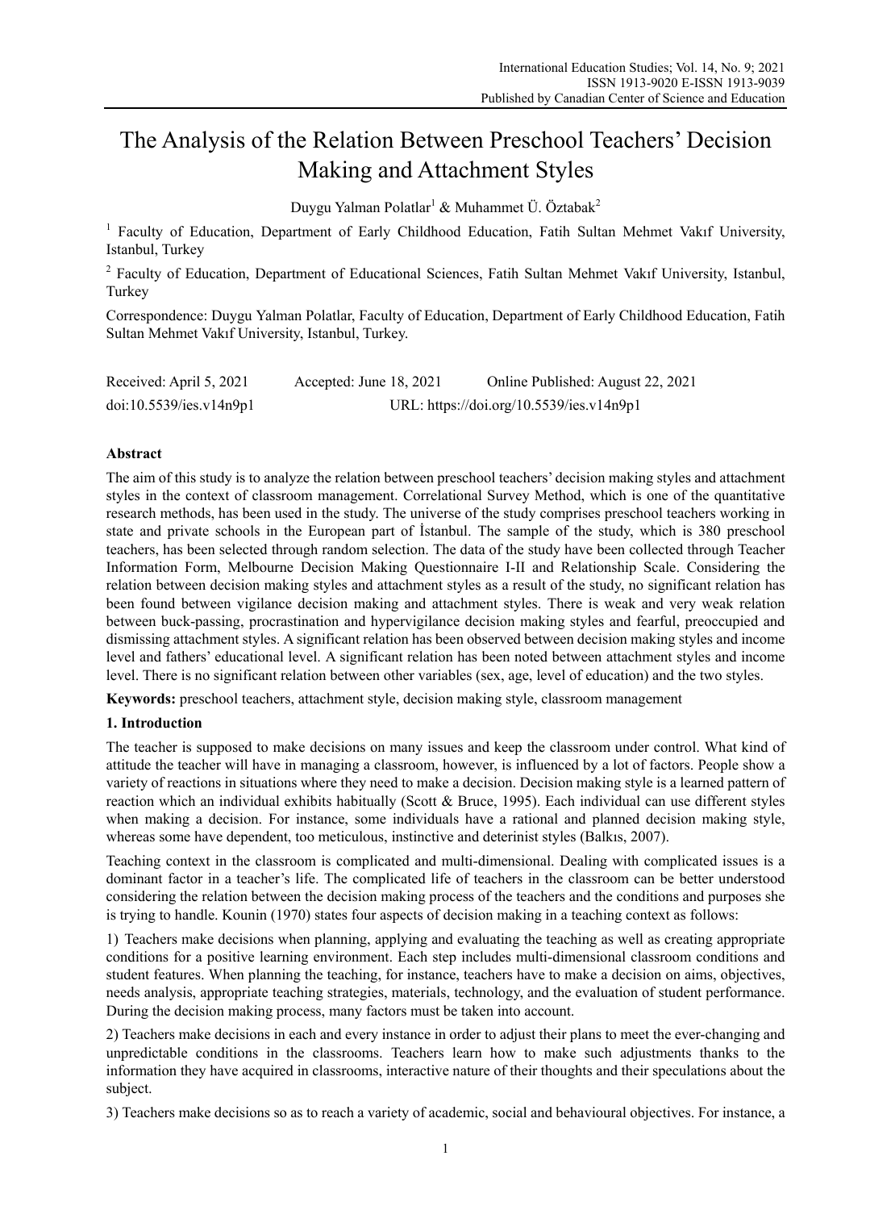# The Analysis of the Relation Between Preschool Teachers' Decision Making and Attachment Styles

Duygu Yalman Polatlar[1] & Muhammet Ü. Öztabak[2]

[1] Faculty of Education, Department of Early Childhood Education, Fatih Sultan Mehmet Vakıf University, Istanbul, Turkey

[2] Faculty of Education, Department of Educational Sciences, Fatih Sultan Mehmet Vakıf University, Istanbul, Turkey

Correspondence: Duygu Yalman Polatlar, Faculty of Education, Department of Early Childhood Education, Fatih Sultan Mehmet Vakıf University, Istanbul, Turkey.

Received: April 5, 2021  Accepted: June 18, 2021  Online Published: August 22, 2021

doi:10.5539/ies.v14n9p1  URL: https://doi.org/10.5539/ies.v14n9p1

## Abstract

The aim of this study is to analyze the relation between preschool teachers' decision making styles and attachment styles in the context of classroom management. Correlational Survey Method, which is one of the quantitative research methods, has been used in the study. The universe of the study comprises preschool teachers working in state and private schools in the European part of İstanbul. The sample of the study, which is 380 preschool teachers, has been selected through random selection. The data of the study have been collected through Teacher Information Form, Melbourne Decision Making Questionnaire I-II and Relationship Scale. Considering the relation between decision making styles and attachment styles as a result of the study, no significant relation has been found between vigilance decision making and attachment styles. There is weak and very weak relation between buck-passing, procrastination and hypervigilance decision making styles and fearful, preoccupied and dismissing attachment styles. A significant relation has been observed between decision making styles and income level and fathers' educational level. A significant relation has been noted between attachment styles and income level. There is no significant relation between other variables (sex, age, level of education) and the two styles.

**Keywords:** preschool teachers, attachment style, decision making style, classroom management

## 1. Introduction

The teacher is supposed to make decisions on many issues and keep the classroom under control. What kind of attitude the teacher will have in managing a classroom, however, is influenced by a lot of factors. People show a variety of reactions in situations where they need to make a decision. Decision making style is a learned pattern of reaction which an individual exhibits habitually (Scott & Bruce, 1995). Each individual can use different styles when making a decision. For instance, some individuals have a rational and planned decision making style, whereas some have dependent, too meticulous, instinctive and deterinist styles (Balkıs, 2007).

Teaching context in the classroom is complicated and multi-dimensional. Dealing with complicated issues is a dominant factor in a teacher's life. The complicated life of teachers in the classroom can be better understood considering the relation between the decision making process of the teachers and the conditions and purposes she is trying to handle. Kounin (1970) states four aspects of decision making in a teaching context as follows:

1) Teachers make decisions when planning, applying and evaluating the teaching as well as creating appropriate conditions for a positive learning environment. Each step includes multi-dimensional classroom conditions and student features. When planning the teaching, for instance, teachers have to make a decision on aims, objectives, needs analysis, appropriate teaching strategies, materials, technology, and the evaluation of student performance. During the decision making process, many factors must be taken into account.

2) Teachers make decisions in each and every instance in order to adjust their plans to meet the ever-changing and unpredictable conditions in the classrooms. Teachers learn how to make such adjustments thanks to the information they have acquired in classrooms, interactive nature of their thoughts and their speculations about the subject.

3) Teachers make decisions so as to reach a variety of academic, social and behavioural objectives. For instance, a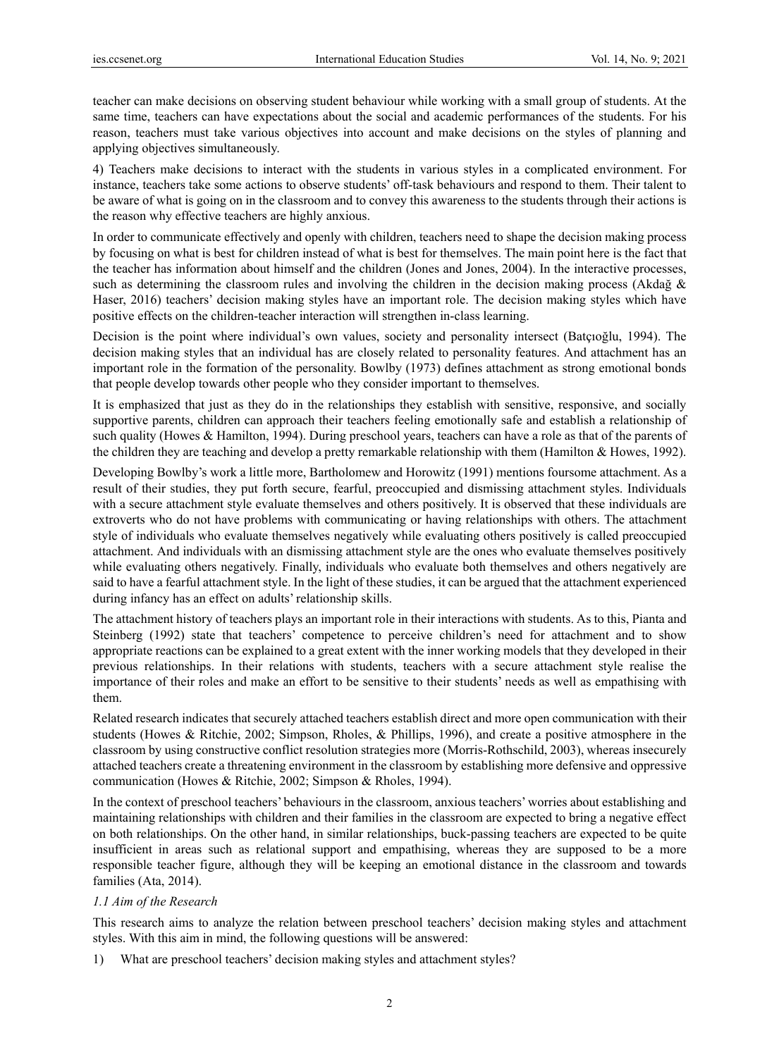teacher can make decisions on observing student behaviour while working with a small group of students. At the same time, teachers can have expectations about the social and academic performances of the students. For his reason, teachers must take various objectives into account and make decisions on the styles of planning and applying objectives simultaneously.

4) Teachers make decisions to interact with the students in various styles in a complicated environment. For instance, teachers take some actions to observe students' off-task behaviours and respond to them. Their talent to be aware of what is going on in the classroom and to convey this awareness to the students through their actions is the reason why effective teachers are highly anxious.

In order to communicate effectively and openly with children, teachers need to shape the decision making process by focusing on what is best for children instead of what is best for themselves. The main point here is the fact that the teacher has information about himself and the children (Jones and Jones, 2004). In the interactive processes, such as determining the classroom rules and involving the children in the decision making process (Akdağ & Haser, 2016) teachers' decision making styles have an important role. The decision making styles which have positive effects on the children-teacher interaction will strengthen in-class learning.

Decision is the point where individual's own values, society and personality intersect (Batçıoğlu, 1994). The decision making styles that an individual has are closely related to personality features. And attachment has an important role in the formation of the personality. Bowlby (1973) defines attachment as strong emotional bonds that people develop towards other people who they consider important to themselves.

It is emphasized that just as they do in the relationships they establish with sensitive, responsive, and socially supportive parents, children can approach their teachers feeling emotionally safe and establish a relationship of such quality (Howes & Hamilton, 1994). During preschool years, teachers can have a role as that of the parents of the children they are teaching and develop a pretty remarkable relationship with them (Hamilton & Howes, 1992).

Developing Bowlby's work a little more, Bartholomew and Horowitz (1991) mentions foursome attachment. As a result of their studies, they put forth secure, fearful, preoccupied and dismissing attachment styles. Individuals with a secure attachment style evaluate themselves and others positively. It is observed that these individuals are extroverts who do not have problems with communicating or having relationships with others. The attachment style of individuals who evaluate themselves negatively while evaluating others positively is called preoccupied attachment. And individuals with an dismissing attachment style are the ones who evaluate themselves positively while evaluating others negatively. Finally, individuals who evaluate both themselves and others negatively are said to have a fearful attachment style. In the light of these studies, it can be argued that the attachment experienced during infancy has an effect on adults' relationship skills.

The attachment history of teachers plays an important role in their interactions with students. As to this, Pianta and Steinberg (1992) state that teachers' competence to perceive children's need for attachment and to show appropriate reactions can be explained to a great extent with the inner working models that they developed in their previous relationships. In their relations with students, teachers with a secure attachment style realise the importance of their roles and make an effort to be sensitive to their students' needs as well as empathising with them.

Related research indicates that securely attached teachers establish direct and more open communication with their students (Howes & Ritchie, 2002; Simpson, Rholes, & Phillips, 1996), and create a positive atmosphere in the classroom by using constructive conflict resolution strategies more (Morris-Rothschild, 2003), whereas insecurely attached teachers create a threatening environment in the classroom by establishing more defensive and oppressive communication (Howes & Ritchie, 2002; Simpson & Rholes, 1994).

In the context of preschool teachers' behaviours in the classroom, anxious teachers' worries about establishing and maintaining relationships with children and their families in the classroom are expected to bring a negative effect on both relationships. On the other hand, in similar relationships, buck-passing teachers are expected to be quite insufficient in areas such as relational support and empathising, whereas they are supposed to be a more responsible teacher figure, although they will be keeping an emotional distance in the classroom and towards families (Ata, 2014).

### *1.1 Aim of the Research*

This research aims to analyze the relation between preschool teachers' decision making styles and attachment styles. With this aim in mind, the following questions will be answered:

1) What are preschool teachers' decision making styles and attachment styles?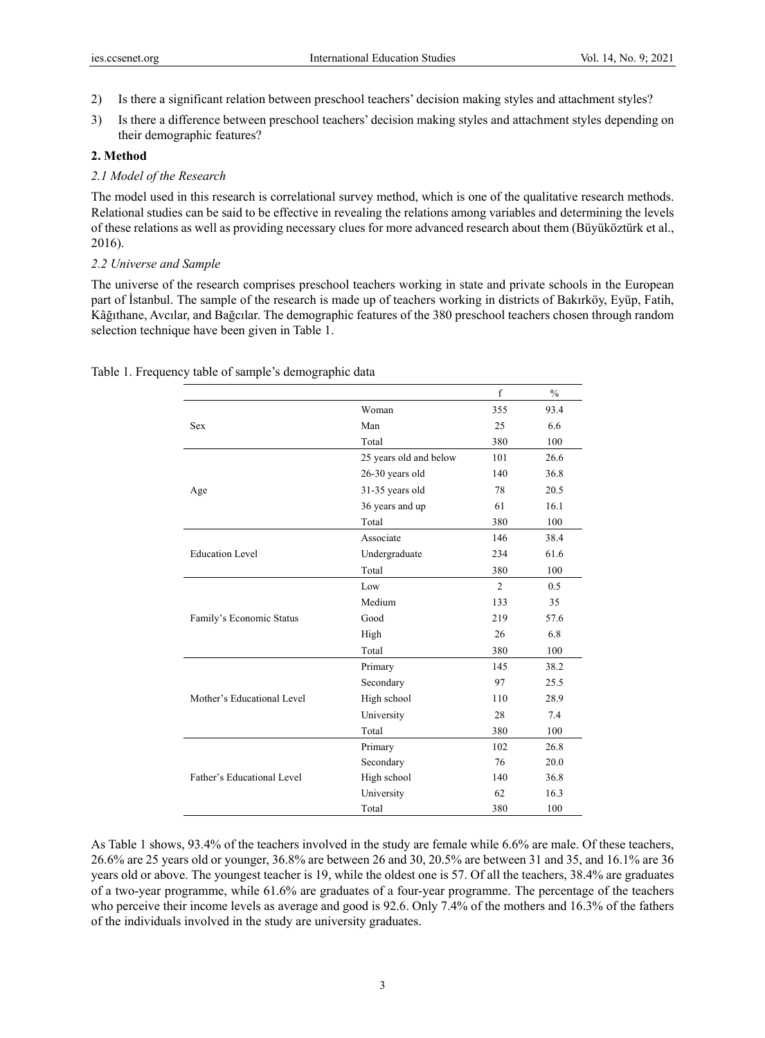2) Is there a significant relation between preschool teachers' decision making styles and attachment styles?

3) Is there a difference between preschool teachers' decision making styles and attachment styles depending on their demographic features?

## 2. Method

### *2.1 Model of the Research*

The model used in this research is correlational survey method, which is one of the qualitative research methods. Relational studies can be said to be effective in revealing the relations among variables and determining the levels of these relations as well as providing necessary clues for more advanced research about them (Büyüköztürk et al., 2016).

### *2.2 Universe and Sample*

The universe of the research comprises preschool teachers working in state and private schools in the European part of İstanbul. The sample of the research is made up of teachers working in districts of Bakırköy, Eyüp, Fatih, Kâğıthane, Avcılar, and Bağcılar. The demographic features of the 380 preschool teachers chosen through random selection technique have been given in Table 1.

Table 1. Frequency table of sample's demographic data

| | | f | % |
|---|---|---|---|
| Sex | Woman | 355 | 93.4 |
| | Man | 25 | 6.6 |
| | Total | 380 | 100 |
| Age | 25 years old and below | 101 | 26.6 |
| | 26-30 years old | 140 | 36.8 |
| | 31-35 years old | 78 | 20.5 |
| | 36 years and up | 61 | 16.1 |
| | Total | 380 | 100 |
| Education Level | Associate | 146 | 38.4 |
| | Undergraduate | 234 | 61.6 |
| | Total | 380 | 100 |
| Family's Economic Status | Low | 2 | 0.5 |
| | Medium | 133 | 35 |
| | Good | 219 | 57.6 |
| | High | 26 | 6.8 |
| | Total | 380 | 100 |
| Mother's Educational Level | Primary | 145 | 38.2 |
| | Secondary | 97 | 25.5 |
| | High school | 110 | 28.9 |
| | University | 28 | 7.4 |
| | Total | 380 | 100 |
| Father's Educational Level | Primary | 102 | 26.8 |
| | Secondary | 76 | 20.0 |
| | High school | 140 | 36.8 |
| | University | 62 | 16.3 |
| | Total | 380 | 100 |

As Table 1 shows, 93.4% of the teachers involved in the study are female while 6.6% are male. Of these teachers, 26.6% are 25 years old or younger, 36.8% are between 26 and 30, 20.5% are between 31 and 35, and 16.1% are 36 years old or above. The youngest teacher is 19, while the oldest one is 57. Of all the teachers, 38.4% are graduates of a two-year programme, while 61.6% are graduates of a four-year programme. The percentage of the teachers who perceive their income levels as average and good is 92.6. Only 7.4% of the mothers and 16.3% of the fathers of the individuals involved in the study are university graduates.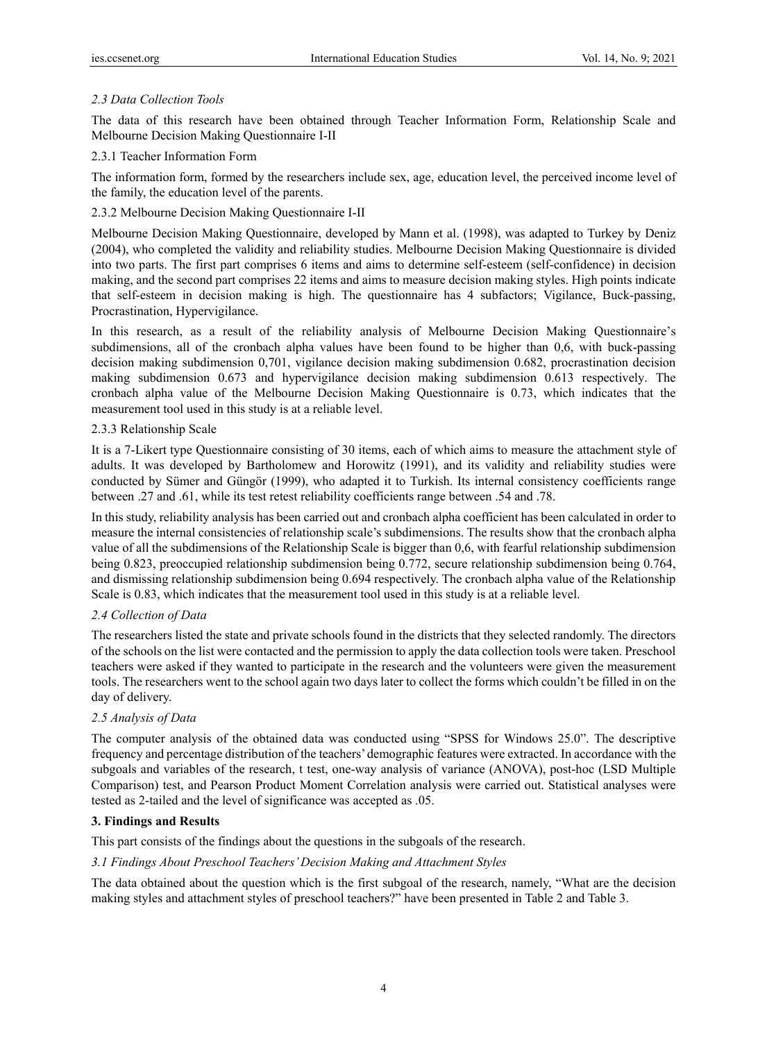### *2.3 Data Collection Tools*

The data of this research have been obtained through Teacher Information Form, Relationship Scale and Melbourne Decision Making Questionnaire I-II

#### 2.3.1 Teacher Information Form

The information form, formed by the researchers include sex, age, education level, the perceived income level of the family, the education level of the parents.

#### 2.3.2 Melbourne Decision Making Questionnaire I-II

Melbourne Decision Making Questionnaire, developed by Mann et al. (1998), was adapted to Turkey by Deniz (2004), who completed the validity and reliability studies. Melbourne Decision Making Questionnaire is divided into two parts. The first part comprises 6 items and aims to determine self-esteem (self-confidence) in decision making, and the second part comprises 22 items and aims to measure decision making styles. High points indicate that self-esteem in decision making is high. The questionnaire has 4 subfactors; Vigilance, Buck-passing, Procrastination, Hypervigilance.

In this research, as a result of the reliability analysis of Melbourne Decision Making Questionnaire's subdimensions, all of the cronbach alpha values have been found to be higher than 0,6, with buck-passing decision making subdimension 0,701, vigilance decision making subdimension 0.682, procrastination decision making subdimension 0.673 and hypervigilance decision making subdimension 0.613 respectively. The cronbach alpha value of the Melbourne Decision Making Questionnaire is 0.73, which indicates that the measurement tool used in this study is at a reliable level.

#### 2.3.3 Relationship Scale

It is a 7-Likert type Questionnaire consisting of 30 items, each of which aims to measure the attachment style of adults. It was developed by Bartholomew and Horowitz (1991), and its validity and reliability studies were conducted by Sümer and Güngör (1999), who adapted it to Turkish. Its internal consistency coefficients range between .27 and .61, while its test retest reliability coefficients range between .54 and .78.

In this study, reliability analysis has been carried out and cronbach alpha coefficient has been calculated in order to measure the internal consistencies of relationship scale's subdimensions. The results show that the cronbach alpha value of all the subdimensions of the Relationship Scale is bigger than 0,6, with fearful relationship subdimension being 0.823, preoccupied relationship subdimension being 0.772, secure relationship subdimension being 0.764, and dismissing relationship subdimension being 0.694 respectively. The cronbach alpha value of the Relationship Scale is 0.83, which indicates that the measurement tool used in this study is at a reliable level.

### *2.4 Collection of Data*

The researchers listed the state and private schools found in the districts that they selected randomly. The directors of the schools on the list were contacted and the permission to apply the data collection tools were taken. Preschool teachers were asked if they wanted to participate in the research and the volunteers were given the measurement tools. The researchers went to the school again two days later to collect the forms which couldn't be filled in on the day of delivery.

### *2.5 Analysis of Data*

The computer analysis of the obtained data was conducted using "SPSS for Windows 25.0". The descriptive frequency and percentage distribution of the teachers' demographic features were extracted. In accordance with the subgoals and variables of the research, t test, one-way analysis of variance (ANOVA), post-hoc (LSD Multiple Comparison) test, and Pearson Product Moment Correlation analysis were carried out. Statistical analyses were tested as 2-tailed and the level of significance was accepted as .05.

## 3. Findings and Results

This part consists of the findings about the questions in the subgoals of the research.

### *3.1 Findings About Preschool Teachers' Decision Making and Attachment Styles*

The data obtained about the question which is the first subgoal of the research, namely, "What are the decision making styles and attachment styles of preschool teachers?" have been presented in Table 2 and Table 3.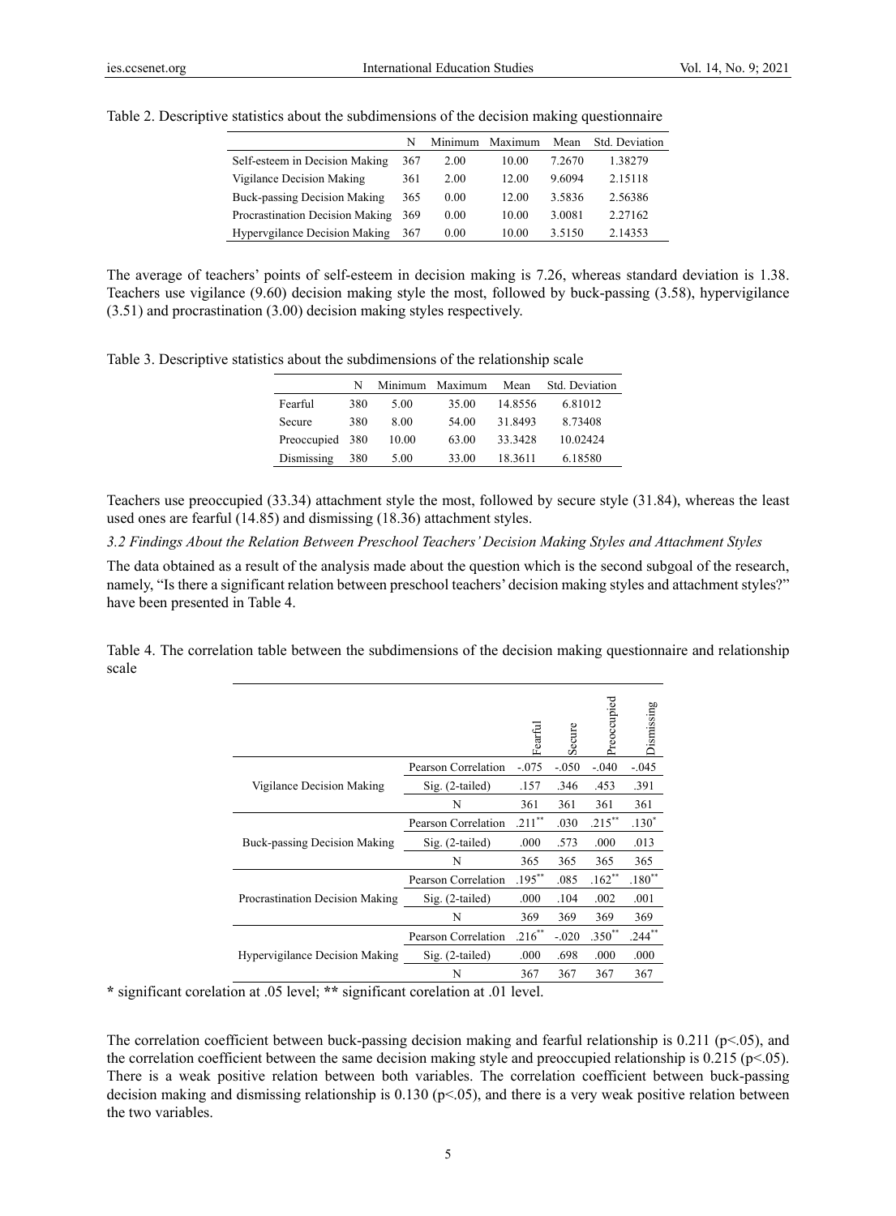Table 2. Descriptive statistics about the subdimensions of the decision making questionnaire

| | N | Minimum | Maximum | Mean | Std. Deviation |
|---|---|---|---|---|---|
| Self-esteem in Decision Making | 367 | 2.00 | 10.00 | 7.2670 | 1.38279 |
| Vigilance Decision Making | 361 | 2.00 | 12.00 | 9.6094 | 2.15118 |
| Buck-passing Decision Making | 365 | 0.00 | 12.00 | 3.5836 | 2.56386 |
| Procrastination Decision Making | 369 | 0.00 | 10.00 | 3.0081 | 2.27162 |
| Hypervgilance Decision Making | 367 | 0.00 | 10.00 | 3.5150 | 2.14353 |

The average of teachers' points of self-esteem in decision making is 7.26, whereas standard deviation is 1.38. Teachers use vigilance (9.60) decision making style the most, followed by buck-passing (3.58), hypervigilance (3.51) and procrastination (3.00) decision making styles respectively.

Table 3. Descriptive statistics about the subdimensions of the relationship scale

| | N | Minimum | Maximum | Mean | Std. Deviation |
|---|---|---|---|---|---|
| Fearful | 380 | 5.00 | 35.00 | 14.8556 | 6.81012 |
| Secure | 380 | 8.00 | 54.00 | 31.8493 | 8.73408 |
| Preoccupied | 380 | 10.00 | 63.00 | 33.3428 | 10.02424 |
| Dismissing | 380 | 5.00 | 33.00 | 18.3611 | 6.18580 |

Teachers use preoccupied (33.34) attachment style the most, followed by secure style (31.84), whereas the least used ones are fearful (14.85) and dismissing (18.36) attachment styles.

*3.2 Findings About the Relation Between Preschool Teachers' Decision Making Styles and Attachment Styles*

The data obtained as a result of the analysis made about the question which is the second subgoal of the research, namely, "Is there a significant relation between preschool teachers' decision making styles and attachment styles?" have been presented in Table 4.

Table 4. The correlation table between the subdimensions of the decision making questionnaire and relationship scale

| | | Fearful | Secure | Preoccupied | Dismissing |
|---|---|---|---|---|---|
| Vigilance Decision Making | Pearson Correlation | -.075 | -.050 | -.040 | -.045 |
| | Sig. (2-tailed) | .157 | .346 | .453 | .391 |
| | N | 361 | 361 | 361 | 361 |
| Buck-passing Decision Making | Pearson Correlation | .211** | .030 | .215** | .130* |
| | Sig. (2-tailed) | .000 | .573 | .000 | .013 |
| | N | 365 | 365 | 365 | 365 |
| Procrastination Decision Making | Pearson Correlation | .195** | .085 | .162** | .180** |
| | Sig. (2-tailed) | .000 | .104 | .002 | .001 |
| | N | 369 | 369 | 369 | 369 |
| Hypervigilance Decision Making | Pearson Correlation | .216** | -.020 | .350** | .244** |
| | Sig. (2-tailed) | .000 | .698 | .000 | .000 |
| | N | 367 | 367 | 367 | 367 |

**\*** significant corelation at .05 level; **\*\*** significant corelation at .01 level.

The correlation coefficient between buck-passing decision making and fearful relationship is 0.211 ($p<.05$), and the correlation coefficient between the same decision making style and preoccupied relationship is 0.215 ($p<.05$). There is a weak positive relation between both variables. The correlation coefficient between buck-passing decision making and dismissing relationship is 0.130 ($p<.05$), and there is a very weak positive relation between the two variables.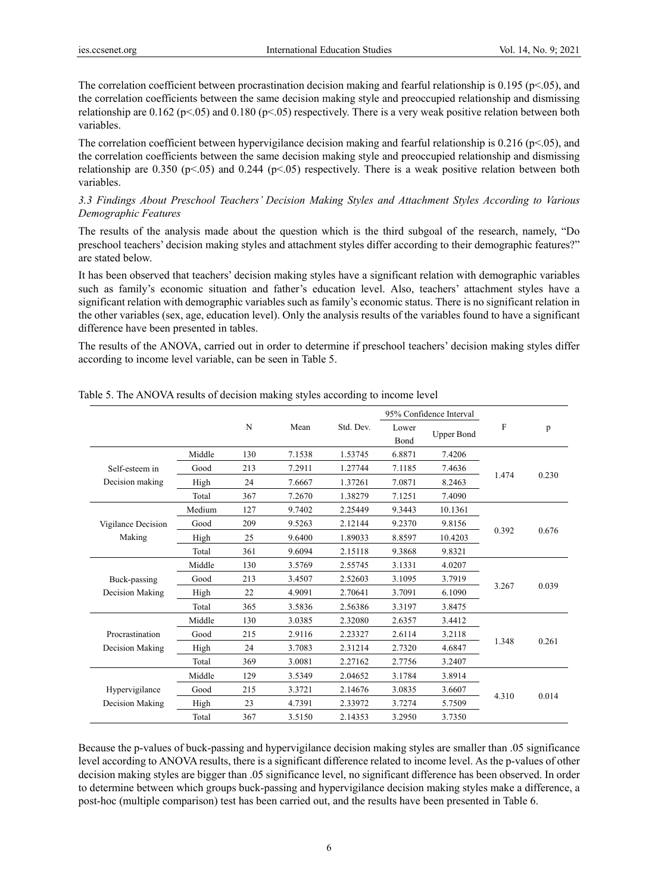The correlation coefficient between procrastination decision making and fearful relationship is 0.195 ($p<.05$), and the correlation coefficients between the same decision making style and preoccupied relationship and dismissing relationship are 0.162 ($p<.05$) and 0.180 ($p<.05$) respectively. There is a very weak positive relation between both variables.

The correlation coefficient between hypervigilance decision making and fearful relationship is 0.216 ($p<.05$), and the correlation coefficients between the same decision making style and preoccupied relationship and dismissing relationship are 0.350 ($p<.05$) and 0.244 ($p<.05$) respectively. There is a weak positive relation between both variables.

### *3.3 Findings About Preschool Teachers' Decision Making Styles and Attachment Styles According to Various Demographic Features*

The results of the analysis made about the question which is the third subgoal of the research, namely, "Do preschool teachers' decision making styles and attachment styles differ according to their demographic features?" are stated below.

It has been observed that teachers' decision making styles have a significant relation with demographic variables such as family's economic situation and father's education level. Also, teachers' attachment styles have a significant relation with demographic variables such as family's economic status. There is no significant relation in the other variables (sex, age, education level). Only the analysis results of the variables found to have a significant difference have been presented in tables.

The results of the ANOVA, carried out in order to determine if preschool teachers' decision making styles differ according to income level variable, can be seen in Table 5.

Table 5. The ANOVA results of decision making styles according to income level

| | | N | Mean | Std. Dev. | 95% Confidence Interval | | F | p |
|---|---|---|---|---|---|---|---|---|
| | | | | | Lower Bond | Upper Bond | | |
| Self-esteem in Decision making | Middle | 130 | 7.1538 | 1.53745 | 6.8871 | 7.4206 | 1.474 | 0.230 |
| | Good | 213 | 7.2911 | 1.27744 | 7.1185 | 7.4636 | | |
| | High | 24 | 7.6667 | 1.37261 | 7.0871 | 8.2463 | | |
| | Total | 367 | 7.2670 | 1.38279 | 7.1251 | 7.4090 | | |
| Vigilance Decision Making | Medium | 127 | 9.7402 | 2.25449 | 9.3443 | 10.1361 | 0.392 | 0.676 |
| | Good | 209 | 9.5263 | 2.12144 | 9.2370 | 9.8156 | | |
| | High | 25 | 9.6400 | 1.89033 | 8.8597 | 10.4203 | | |
| | Total | 361 | 9.6094 | 2.15118 | 9.3868 | 9.8321 | | |
| Buck-passing Decision Making | Middle | 130 | 3.5769 | 2.55745 | 3.1331 | 4.0207 | 3.267 | 0.039 |
| | Good | 213 | 3.4507 | 2.52603 | 3.1095 | 3.7919 | | |
| | High | 22 | 4.9091 | 2.70641 | 3.7091 | 6.1090 | | |
| | Total | 365 | 3.5836 | 2.56386 | 3.3197 | 3.8475 | | |
| Procrastination Decision Making | Middle | 130 | 3.0385 | 2.32080 | 2.6357 | 3.4412 | 1.348 | 0.261 |
| | Good | 215 | 2.9116 | 2.23327 | 2.6114 | 3.2118 | | |
| | High | 24 | 3.7083 | 2.31214 | 2.7320 | 4.6847 | | |
| | Total | 369 | 3.0081 | 2.27162 | 2.7756 | 3.2407 | | |
| Hypervigilance Decision Making | Middle | 129 | 3.5349 | 2.04652 | 3.1784 | 3.8914 | 4.310 | 0.014 |
| | Good | 215 | 3.3721 | 2.14676 | 3.0835 | 3.6607 | | |
| | High | 23 | 4.7391 | 2.33972 | 3.7274 | 5.7509 | | |
| | Total | 367 | 3.5150 | 2.14353 | 3.2950 | 3.7350 | | |

Because the p-values of buck-passing and hypervigilance decision making styles are smaller than .05 significance level according to ANOVA results, there is a significant difference related to income level. As the p-values of other decision making styles are bigger than .05 significance level, no significant difference has been observed. In order to determine between which groups buck-passing and hypervigilance decision making styles make a difference, a post-hoc (multiple comparison) test has been carried out, and the results have been presented in Table 6.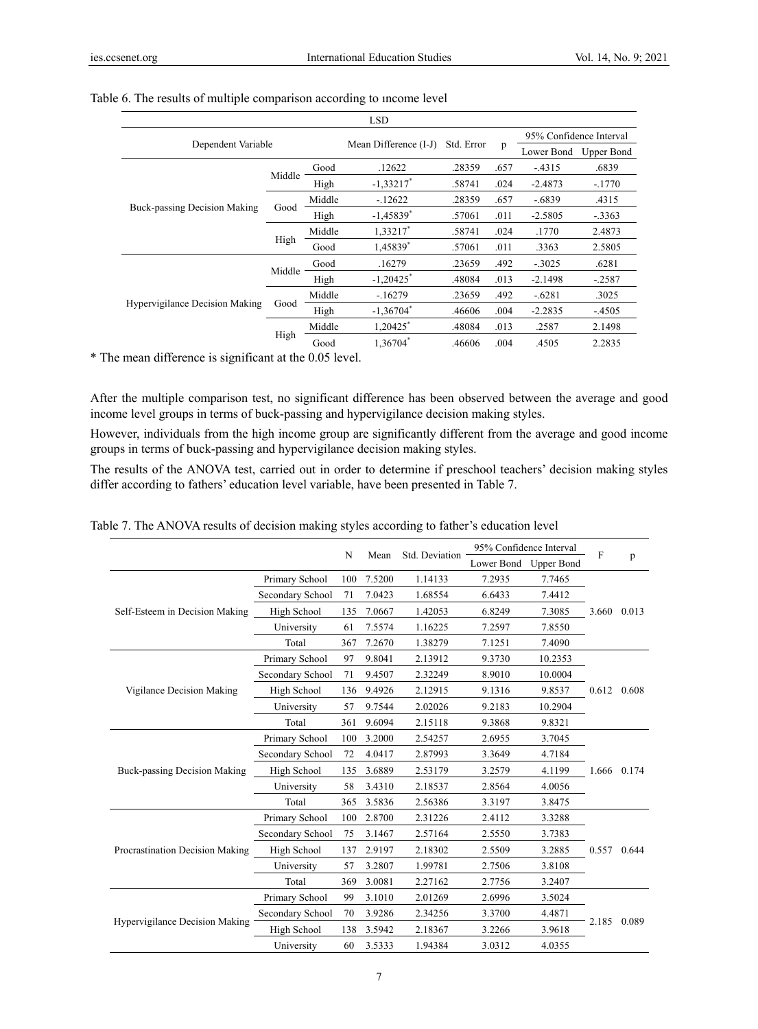Table 6. The results of multiple comparison according to ıncome level

| LSD | | | | | | | |
|---|---|---|---|---|---|---|---|
| Dependent Variable | | | Mean Difference (I-J) | Std. Error | p | 95% Confidence Interval | |
| | | | | | | Lower Bond | Upper Bond |
| Buck-passing Decision Making | Middle | Good | .12622 | .28359 | .657 | -.4315 | .6839 |
| | | High | -1,33217* | .58741 | .024 | -2.4873 | -.1770 |
| | Good | Middle | -.12622 | .28359 | .657 | -.6839 | .4315 |
| | | High | -1,45839* | .57061 | .011 | -2.5805 | -.3363 |
| | High | Middle | 1,33217* | .58741 | .024 | .1770 | 2.4873 |
| | | Good | 1,45839* | .57061 | .011 | .3363 | 2.5805 |
| Hypervigilance Decision Making | Middle | Good | .16279 | .23659 | .492 | -.3025 | .6281 |
| | | High | -1,20425* | .48084 | .013 | -2.1498 | -.2587 |
| | Good | Middle | -.16279 | .23659 | .492 | -.6281 | .3025 |
| | | High | -1,36704* | .46606 | .004 | -2.2835 | -.4505 |
| | High | Middle | 1,20425* | .48084 | .013 | .2587 | 2.1498 |
| | | Good | 1,36704* | .46606 | .004 | .4505 | 2.2835 |

* The mean difference is significant at the 0.05 level.

After the multiple comparison test, no significant difference has been observed between the average and good income level groups in terms of buck-passing and hypervigilance decision making styles.

However, individuals from the high income group are significantly different from the average and good income groups in terms of buck-passing and hypervigilance decision making styles.

The results of the ANOVA test, carried out in order to determine if preschool teachers' decision making styles differ according to fathers' education level variable, have been presented in Table 7.

Table 7. The ANOVA results of decision making styles according to father's education level

| | | N | Mean | Std. Deviation | 95% Confidence Interval | | F | p |
|---|---|---|---|---|---|---|---|---|
| | | | | | Lower Bond | Upper Bond | | |
| Self-Esteem in Decision Making | Primary School | 100 | 7.5200 | 1.14133 | 7.2935 | 7.7465 | 3.660 | 0.013 |
| | Secondary School | 71 | 7.0423 | 1.68554 | 6.6433 | 7.4412 | | |
| | High School | 135 | 7.0667 | 1.42053 | 6.8249 | 7.3085 | | |
| | University | 61 | 7.5574 | 1.16225 | 7.2597 | 7.8550 | | |
| | Total | 367 | 7.2670 | 1.38279 | 7.1251 | 7.4090 | | |
| Vigilance Decision Making | Primary School | 97 | 9.8041 | 2.13912 | 9.3730 | 10.2353 | 0.612 | 0.608 |
| | Secondary School | 71 | 9.4507 | 2.32249 | 8.9010 | 10.0004 | | |
| | High School | 136 | 9.4926 | 2.12915 | 9.1316 | 9.8537 | | |
| | University | 57 | 9.7544 | 2.02026 | 9.2183 | 10.2904 | | |
| | Total | 361 | 9.6094 | 2.15118 | 9.3868 | 9.8321 | | |
| Buck-passing Decision Making | Primary School | 100 | 3.2000 | 2.54257 | 2.6955 | 3.7045 | 1.666 | 0.174 |
| | Secondary School | 72 | 4.0417 | 2.87993 | 3.3649 | 4.7184 | | |
| | High School | 135 | 3.6889 | 2.53179 | 3.2579 | 4.1199 | | |
| | University | 58 | 3.4310 | 2.18537 | 2.8564 | 4.0056 | | |
| | Total | 365 | 3.5836 | 2.56386 | 3.3197 | 3.8475 | | |
| Procrastination Decision Making | Primary School | 100 | 2.8700 | 2.31226 | 2.4112 | 3.3288 | 0.557 | 0.644 |
| | Secondary School | 75 | 3.1467 | 2.57164 | 2.5550 | 3.7383 | | |
| | High School | 137 | 2.9197 | 2.18302 | 2.5509 | 3.2885 | | |
| | University | 57 | 3.2807 | 1.99781 | 2.7506 | 3.8108 | | |
| | Total | 369 | 3.0081 | 2.27162 | 2.7756 | 3.2407 | | |
| Hypervigilance Decision Making | Primary School | 99 | 3.1010 | 2.01269 | 2.6996 | 3.5024 | 2.185 | 0.089 |
| | Secondary School | 70 | 3.9286 | 2.34256 | 3.3700 | 4.4871 | | |
| | High School | 138 | 3.5942 | 2.18367 | 3.2266 | 3.9618 | | |
| | University | 60 | 3.5333 | 1.94384 | 3.0312 | 4.0355 | | |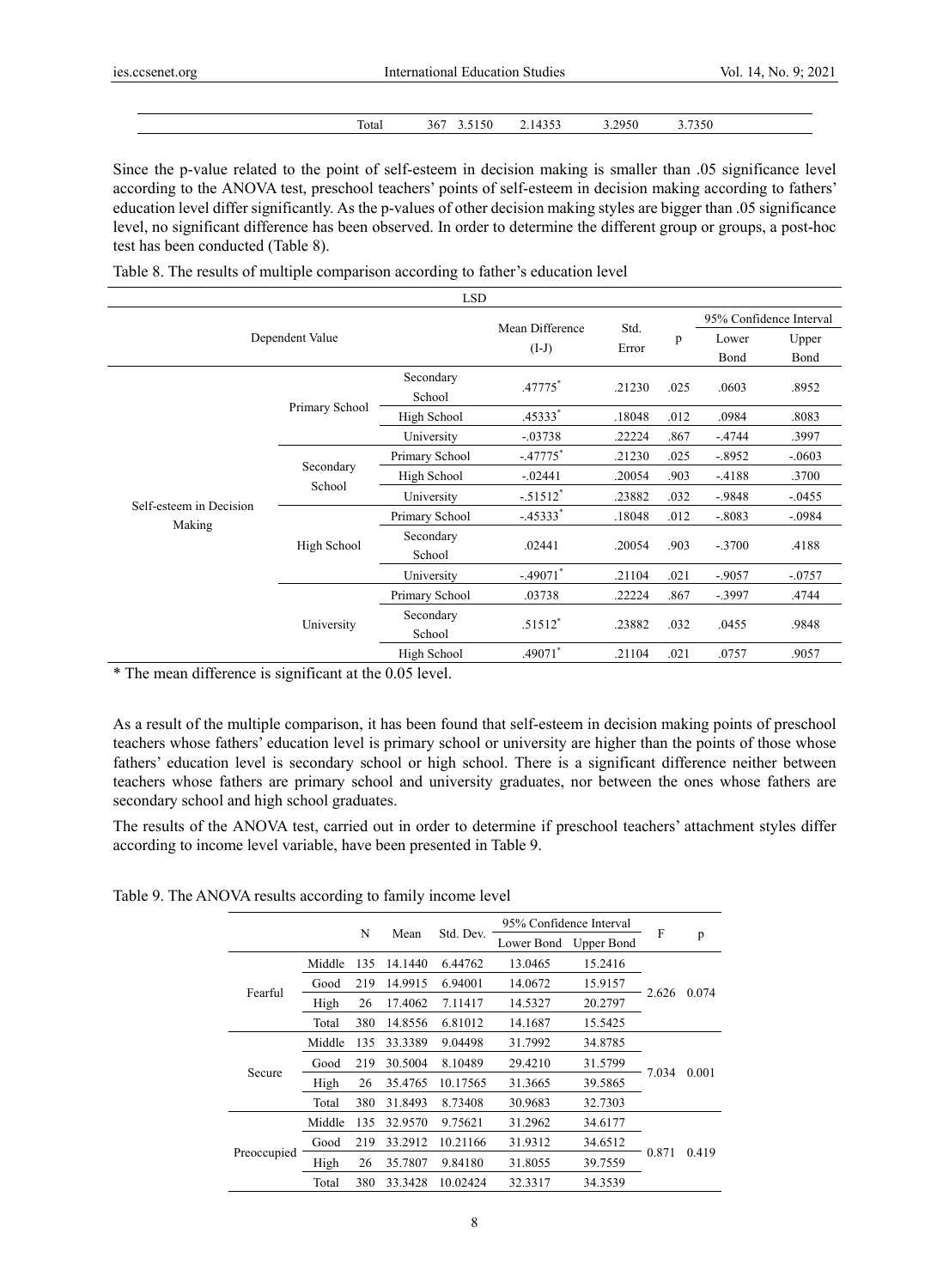| | N | Mean | Std. Dev. | Lower Bond | Upper Bond |
|---|---|---|---|---|---|
| Total | 367 | 3.5150 | 2.14353 | 3.2950 | 3.7350 |

Since the p-value related to the point of self-esteem in decision making is smaller than .05 significance level according to the ANOVA test, preschool teachers' points of self-esteem in decision making according to fathers' education level differ significantly. As the p-values of other decision making styles are bigger than .05 significance level, no significant difference has been observed. In order to determine the different group or groups, a post-hoc test has been conducted (Table 8).

Table 8. The results of multiple comparison according to father's education level

| LSD | | | | | | | |
|---|---|---|---|---|---|---|---|
| Dependent Value | | | Mean Difference (I-J) | Std. Error | p | 95% Confidence Interval | |
| | | | | | | Lower Bond | Upper Bond |
| Self-esteem in Decision Making | Primary School | Secondary School | .47775* | .21230 | .025 | .0603 | .8952 |
| | | High School | .45333* | .18048 | .012 | .0984 | .8083 |
| | | University | -.03738 | .22224 | .867 | -.4744 | .3997 |
| | Secondary School | Primary School | -.47775* | .21230 | .025 | -.8952 | -.0603 |
| | | High School | -.02441 | .20054 | .903 | -.4188 | .3700 |
| | | University | -.51512* | .23882 | .032 | -.9848 | -.0455 |
| | High School | Primary School | -.45333* | .18048 | .012 | -.8083 | -.0984 |
| | | Secondary School | .02441 | .20054 | .903 | -.3700 | .4188 |
| | | University | -.49071* | .21104 | .021 | -.9057 | -.0757 |
| | University | Primary School | .03738 | .22224 | .867 | -.3997 | .4744 |
| | | Secondary School | .51512* | .23882 | .032 | .0455 | .9848 |
| | | High School | .49071* | .21104 | .021 | .0757 | .9057 |

\* The mean difference is significant at the 0.05 level.

As a result of the multiple comparison, it has been found that self-esteem in decision making points of preschool teachers whose fathers' education level is primary school or university are higher than the points of those whose fathers' education level is secondary school or high school. There is a significant difference neither between teachers whose fathers are primary school and university graduates, nor between the ones whose fathers are secondary school and high school graduates.

The results of the ANOVA test, carried out in order to determine if preschool teachers' attachment styles differ according to income level variable, have been presented in Table 9.

Table 9. The ANOVA results according to family income level

| | | N | Mean | Std. Dev. | 95% Confidence Interval | | F | p |
|---|---|---|---|---|---|---|---|---|
| | | | | | Lower Bond | Upper Bond | | |
| Fearful | Middle | 135 | 14.1440 | 6.44762 | 13.0465 | 15.2416 | 2.626 | 0.074 |
| | Good | 219 | 14.9915 | 6.94001 | 14.0672 | 15.9157 | | |
| | High | 26 | 17.4062 | 7.11417 | 14.5327 | 20.2797 | | |
| | Total | 380 | 14.8556 | 6.81012 | 14.1687 | 15.5425 | | |
| Secure | Middle | 135 | 33.3389 | 9.04498 | 31.7992 | 34.8785 | 7.034 | 0.001 |
| | Good | 219 | 30.5004 | 8.10489 | 29.4210 | 31.5799 | | |
| | High | 26 | 35.4765 | 10.17565 | 31.3665 | 39.5865 | | |
| | Total | 380 | 31.8493 | 8.73408 | 30.9683 | 32.7303 | | |
| Preoccupied | Middle | 135 | 32.9570 | 9.75621 | 31.2962 | 34.6177 | 0.871 | 0.419 |
| | Good | 219 | 33.2912 | 10.21166 | 31.9312 | 34.6512 | | |
| | High | 26 | 35.7807 | 9.84180 | 31.8055 | 39.7559 | | |
| | Total | 380 | 33.3428 | 10.02424 | 32.3317 | 34.3539 | | |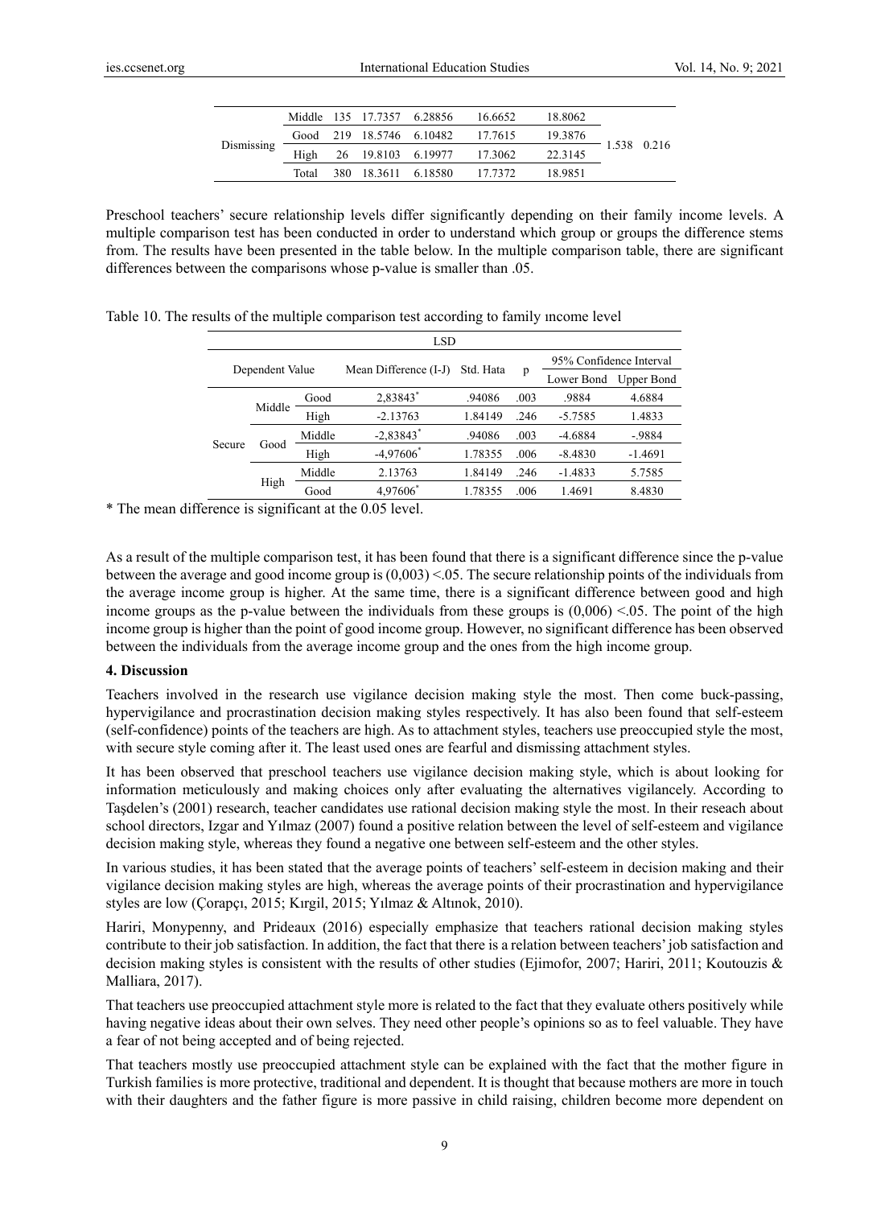| | | | | | | | | |
|---|---|---|---|---|---|---|---|---|
| Dismissing | Middle | 135 | 17.7357 | 6.28856 | 16.6652 | 18.8062 | 1.538 | 0.216 |
| | Good | 219 | 18.5746 | 6.10482 | 17.7615 | 19.3876 | | |
| | High | 26 | 19.8103 | 6.19977 | 17.3062 | 22.3145 | | |
| | Total | 380 | 18.3611 | 6.18580 | 17.7372 | 18.9851 | | |

Preschool teachers' secure relationship levels differ significantly depending on their family income levels. A multiple comparison test has been conducted in order to understand which group or groups the difference stems from. The results have been presented in the table below. In the multiple comparison table, there are significant differences between the comparisons whose p-value is smaller than .05.

Table 10. The results of the multiple comparison test according to family ıncome level

| LSD | | | | | | | |
|---|---|---|---|---|---|---|---|
| Dependent Value | | | Mean Difference (I-J) | Std. Hata | p | 95% Confidence Interval | |
| | | | | | | Lower Bond | Upper Bond |
| Secure | Middle | Good | 2,83843* | .94086 | .003 | .9884 | 4.6884 |
| | | High | -2.13763 | 1.84149 | .246 | -5.7585 | 1.4833 |
| | Good | Middle | -2,83843* | .94086 | .003 | -4.6884 | -.9884 |
| | | High | -4,97606* | 1.78355 | .006 | -8.4830 | -1.4691 |
| | High | Middle | 2.13763 | 1.84149 | .246 | -1.4833 | 5.7585 |
| | | Good | 4,97606* | 1.78355 | .006 | 1.4691 | 8.4830 |

\* The mean difference is significant at the 0.05 level.

As a result of the multiple comparison test, it has been found that there is a significant difference since the p-value between the average and good income group is (0,003) <.05. The secure relationship points of the individuals from the average income group is higher. At the same time, there is a significant difference between good and high income groups as the p-value between the individuals from these groups is (0,006) <.05. The point of the high income group is higher than the point of good income group. However, no significant difference has been observed between the individuals from the average income group and the ones from the high income group.

## 4. Discussion

Teachers involved in the research use vigilance decision making style the most. Then come buck-passing, hypervigilance and procrastination decision making styles respectively. It has also been found that self-esteem (self-confidence) points of the teachers are high. As to attachment styles, teachers use preoccupied style the most, with secure style coming after it. The least used ones are fearful and dismissing attachment styles.

It has been observed that preschool teachers use vigilance decision making style, which is about looking for information meticulously and making choices only after evaluating the alternatives vigilancely. According to Taşdelen's (2001) research, teacher candidates use rational decision making style the most. In their reseach about school directors, Izgar and Yılmaz (2007) found a positive relation between the level of self-esteem and vigilance decision making style, whereas they found a negative one between self-esteem and the other styles.

In various studies, it has been stated that the average points of teachers' self-esteem in decision making and their vigilance decision making styles are high, whereas the average points of their procrastination and hypervigilance styles are low (Çorapçı, 2015; Kırgil, 2015; Yılmaz & Altınok, 2010).

Hariri, Monypenny, and Prideaux (2016) especially emphasize that teachers rational decision making styles contribute to their job satisfaction. In addition, the fact that there is a relation between teachers' job satisfaction and decision making styles is consistent with the results of other studies (Ejimofor, 2007; Hariri, 2011; Koutouzis & Malliara, 2017).

That teachers use preoccupied attachment style more is related to the fact that they evaluate others positively while having negative ideas about their own selves. They need other people's opinions so as to feel valuable. They have a fear of not being accepted and of being rejected.

That teachers mostly use preoccupied attachment style can be explained with the fact that the mother figure in Turkish families is more protective, traditional and dependent. It is thought that because mothers are more in touch with their daughters and the father figure is more passive in child raising, children become more dependent on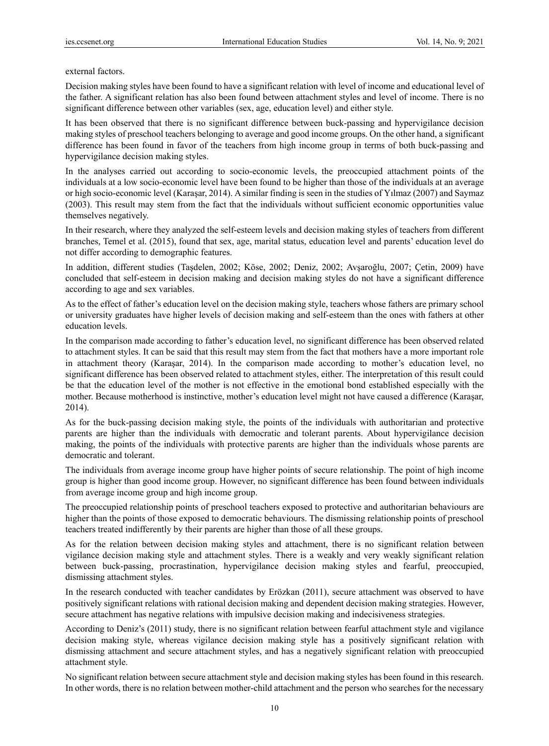external factors.

Decision making styles have been found to have a significant relation with level of income and educational level of the father. A significant relation has also been found between attachment styles and level of income. There is no significant difference between other variables (sex, age, education level) and either style.

It has been observed that there is no significant difference between buck-passing and hypervigilance decision making styles of preschool teachers belonging to average and good income groups. On the other hand, a significant difference has been found in favor of the teachers from high income group in terms of both buck-passing and hypervigilance decision making styles.

In the analyses carried out according to socio-economic levels, the preoccupied attachment points of the individuals at a low socio-economic level have been found to be higher than those of the individuals at an average or high socio-economic level (Karaşar, 2014). A similar finding is seen in the studies of Yılmaz (2007) and Saymaz (2003). This result may stem from the fact that the individuals without sufficient economic opportunities value themselves negatively.

In their research, where they analyzed the self-esteem levels and decision making styles of teachers from different branches, Temel et al. (2015), found that sex, age, marital status, education level and parents' education level do not differ according to demographic features.

In addition, different studies (Taşdelen, 2002; Köse, 2002; Deniz, 2002; Avşaroğlu, 2007; Çetin, 2009) have concluded that self-esteem in decision making and decision making styles do not have a significant difference according to age and sex variables.

As to the effect of father's education level on the decision making style, teachers whose fathers are primary school or university graduates have higher levels of decision making and self-esteem than the ones with fathers at other education levels.

In the comparison made according to father's education level, no significant difference has been observed related to attachment styles. It can be said that this result may stem from the fact that mothers have a more important role in attachment theory (Karaşar, 2014). In the comparison made according to mother's education level, no significant difference has been observed related to attachment styles, either. The interpretation of this result could be that the education level of the mother is not effective in the emotional bond established especially with the mother. Because motherhood is instinctive, mother's education level might not have caused a difference (Karaşar, 2014).

As for the buck-passing decision making style, the points of the individuals with authoritarian and protective parents are higher than the individuals with democratic and tolerant parents. About hypervigilance decision making, the points of the individuals with protective parents are higher than the individuals whose parents are democratic and tolerant.

The individuals from average income group have higher points of secure relationship. The point of high income group is higher than good income group. However, no significant difference has been found between individuals from average income group and high income group.

The preoccupied relationship points of preschool teachers exposed to protective and authoritarian behaviours are higher than the points of those exposed to democratic behaviours. The dismissing relationship points of preschool teachers treated indifferently by their parents are higher than those of all these groups.

As for the relation between decision making styles and attachment, there is no significant relation between vigilance decision making style and attachment styles. There is a weakly and very weakly significant relation between buck-passing, procrastination, hypervigilance decision making styles and fearful, preoccupied, dismissing attachment styles.

In the research conducted with teacher candidates by Erözkan (2011), secure attachment was observed to have positively significant relations with rational decision making and dependent decision making strategies. However, secure attachment has negative relations with impulsive decision making and indecisiveness strategies.

According to Deniz's (2011) study, there is no significant relation between fearful attachment style and vigilance decision making style, whereas vigilance decision making style has a positively significant relation with dismissing attachment and secure attachment styles, and has a negatively significant relation with preoccupied attachment style.

No significant relation between secure attachment style and decision making styles has been found in this research. In other words, there is no relation between mother-child attachment and the person who searches for the necessary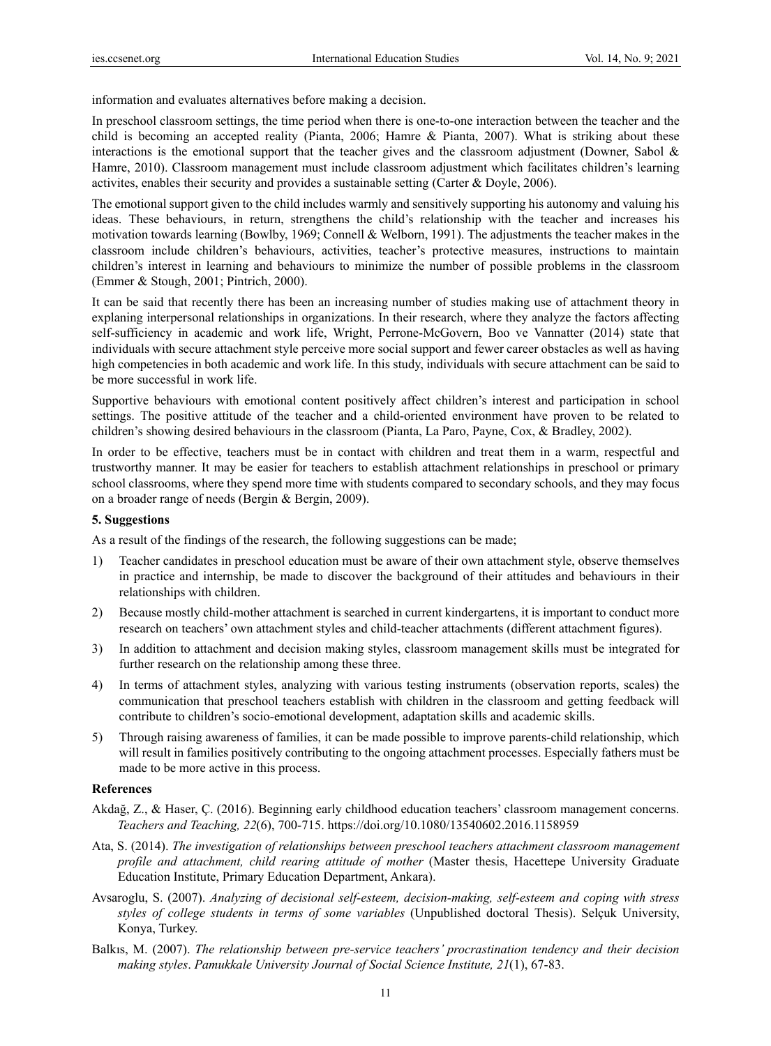information and evaluates alternatives before making a decision.

In preschool classroom settings, the time period when there is one-to-one interaction between the teacher and the child is becoming an accepted reality (Pianta, 2006; Hamre & Pianta, 2007). What is striking about these interactions is the emotional support that the teacher gives and the classroom adjustment (Downer, Sabol & Hamre, 2010). Classroom management must include classroom adjustment which facilitates children's learning activites, enables their security and provides a sustainable setting (Carter & Doyle, 2006).

The emotional support given to the child includes warmly and sensitively supporting his autonomy and valuing his ideas. These behaviours, in return, strengthens the child's relationship with the teacher and increases his motivation towards learning (Bowlby, 1969; Connell & Welborn, 1991). The adjustments the teacher makes in the classroom include children's behaviours, activities, teacher's protective measures, instructions to maintain children's interest in learning and behaviours to minimize the number of possible problems in the classroom (Emmer & Stough, 2001; Pintrich, 2000).

It can be said that recently there has been an increasing number of studies making use of attachment theory in explaining interpersonal relationships in organizations. In their research, where they analyze the factors affecting self-sufficiency in academic and work life, Wright, Perrone-McGovern, Boo ve Vannatter (2014) state that individuals with secure attachment style perceive more social support and fewer career obstacles as well as having high competencies in both academic and work life. In this study, individuals with secure attachment can be said to be more successful in work life.

Supportive behaviours with emotional content positively affect children's interest and participation in school settings. The positive attitude of the teacher and a child-oriented environment have proven to be related to children's showing desired behaviours in the classroom (Pianta, La Paro, Payne, Cox, & Bradley, 2002).

In order to be effective, teachers must be in contact with children and treat them in a warm, respectful and trustworthy manner. It may be easier for teachers to establish attachment relationships in preschool or primary school classrooms, where they spend more time with students compared to secondary schools, and they may focus on a broader range of needs (Bergin & Bergin, 2009).

## 5. Suggestions

As a result of the findings of the research, the following suggestions can be made;

1) Teacher candidates in preschool education must be aware of their own attachment style, observe themselves in practice and internship, be made to discover the background of their attitudes and behaviours in their relationships with children.
2) Because mostly child-mother attachment is searched in current kindergartens, it is important to conduct more research on teachers' own attachment styles and child-teacher attachments (different attachment figures).
3) In addition to attachment and decision making styles, classroom management skills must be integrated for further research on the relationship among these three.
4) In terms of attachment styles, analyzing with various testing instruments (observation reports, scales) the communication that preschool teachers establish with children in the classroom and getting feedback will contribute to children's socio-emotional development, adaptation skills and academic skills.
5) Through raising awareness of families, it can be made possible to improve parents-child relationship, which will result in families positively contributing to the ongoing attachment processes. Especially fathers must be made to be more active in this process.

## References

Akdağ, Z., & Haser, Ç. (2016). Beginning early childhood education teachers' classroom management concerns. *Teachers and Teaching, 22*(6), 700-715. https://doi.org/10.1080/13540602.2016.1158959

Ata, S. (2014). *The investigation of relationships between preschool teachers attachment classroom management profile and attachment, child rearing attitude of mother* (Master thesis, Hacettepe University Graduate Education Institute, Primary Education Department, Ankara).

Avsaroglu, S. (2007). *Analyzing of decisional self-esteem, decision-making, self-esteem and coping with stress styles of college students in terms of some variables* (Unpublished doctoral Thesis). Selçuk University, Konya, Turkey.

Balkıs, M. (2007). *The relationship between pre-service teachers' procrastination tendency and their decision making styles*. *Pamukkale University Journal of Social Science Institute, 21*(1), 67-83.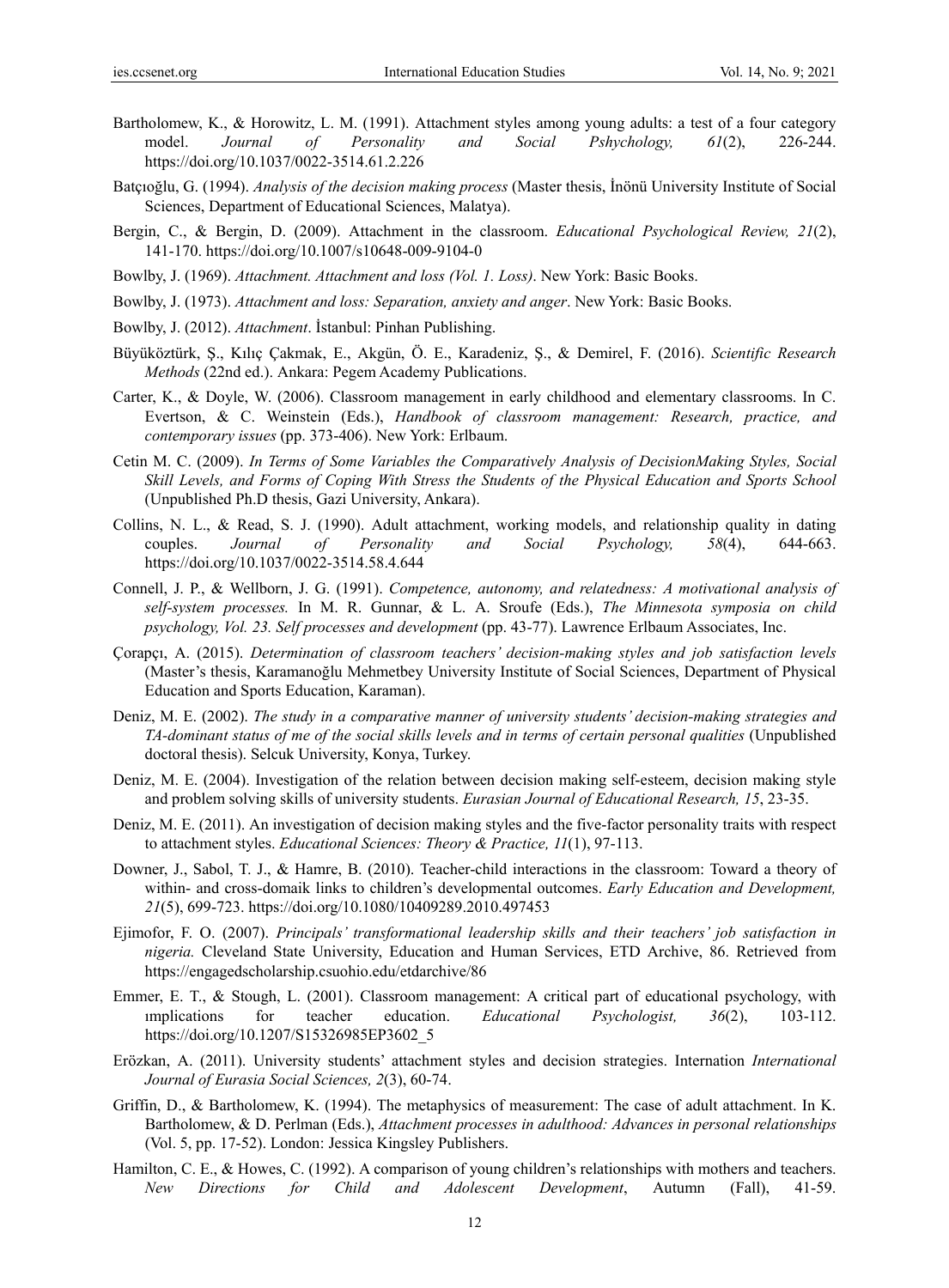Bartholomew, K., & Horowitz, L. M. (1991). Attachment styles among young adults: a test of a four category model. *Journal of Personality and Social Pshychology, 61*(2), 226-244. https://doi.org/10.1037/0022-3514.61.2.226

Batçıoğlu, G. (1994). *Analysis of the decision making process* (Master thesis, İnönü University Institute of Social Sciences, Department of Educational Sciences, Malatya).

Bergin, C., & Bergin, D. (2009). Attachment in the classroom. *Educational Psychological Review, 21*(2), 141-170. https://doi.org/10.1007/s10648-009-9104-0

Bowlby, J. (1969). *Attachment. Attachment and loss (Vol. 1. Loss)*. New York: Basic Books.

Bowlby, J. (1973). *Attachment and loss: Separation, anxiety and anger*. New York: Basic Books.

Bowlby, J. (2012). *Attachment*. İstanbul: Pinhan Publishing.

Büyüköztürk, Ş., Kılıç Çakmak, E., Akgün, Ö. E., Karadeniz, Ş., & Demirel, F. (2016). *Scientific Research Methods* (22nd ed.). Ankara: Pegem Academy Publications.

Carter, K., & Doyle, W. (2006). Classroom management in early childhood and elementary classrooms. In C. Evertson, & C. Weinstein (Eds.), *Handbook of classroom management: Research, practice, and contemporary issues* (pp. 373-406). New York: Erlbaum.

Cetin M. C. (2009). *In Terms of Some Variables the Comparatively Analysis of DecisionMaking Styles, Social Skill Levels, and Forms of Coping With Stress the Students of the Physical Education and Sports School* (Unpublished Ph.D thesis, Gazi University, Ankara).

Collins, N. L., & Read, S. J. (1990). Adult attachment, working models, and relationship quality in dating couples. *Journal of Personality and Social Psychology, 58*(4), 644-663. https://doi.org/10.1037/0022-3514.58.4.644

Connell, J. P., & Wellborn, J. G. (1991). *Competence, autonomy, and relatedness: A motivational analysis of self-system processes.* In M. R. Gunnar, & L. A. Sroufe (Eds.), *The Minnesota symposia on child psychology, Vol. 23. Self processes and development* (pp. 43-77). Lawrence Erlbaum Associates, Inc.

Çorapçı, A. (2015). *Determination of classroom teachers' decision-making styles and job satisfaction levels* (Master's thesis, Karamanoğlu Mehmetbey University Institute of Social Sciences, Department of Physical Education and Sports Education, Karaman).

Deniz, M. E. (2002). *The study in a comparative manner of university students' decision-making strategies and TA-dominant status of me of the social skills levels and in terms of certain personal qualities* (Unpublished doctoral thesis). Selcuk University, Konya, Turkey.

Deniz, M. E. (2004). Investigation of the relation between decision making self-esteem, decision making style and problem solving skills of university students. *Eurasian Journal of Educational Research, 15*, 23-35.

Deniz, M. E. (2011). An investigation of decision making styles and the five-factor personality traits with respect to attachment styles. *Educational Sciences: Theory & Practice, 11*(1), 97-113.

Downer, J., Sabol, T. J., & Hamre, B. (2010). Teacher-child interactions in the classroom: Toward a theory of within- and cross-domaik links to children's developmental outcomes. *Early Education and Development, 21*(5), 699-723. https://doi.org/10.1080/10409289.2010.497453

Ejimofor, F. O. (2007). *Principals' transformational leadership skills and their teachers' job satisfaction in nigeria.* Cleveland State University, Education and Human Services, ETD Archive, 86. Retrieved from https://engagedscholarship.csuohio.edu/etdarchive/86

Emmer, E. T., & Stough, L. (2001). Classroom management: A critical part of educational psychology, with ımplications for teacher education. *Educational Psychologist, 36*(2), 103-112. https://doi.org/10.1207/S15326985EP3602_5

Erözkan, A. (2011). University students' attachment styles and decision strategies. Internation *International Journal of Eurasia Social Sciences, 2*(3), 60-74.

Griffin, D., & Bartholomew, K. (1994). The metaphysics of measurement: The case of adult attachment. In K. Bartholomew, & D. Perlman (Eds.), *Attachment processes in adulthood: Advances in personal relationships* (Vol. 5, pp. 17-52). London: Jessica Kingsley Publishers.

Hamilton, C. E., & Howes, C. (1992). A comparison of young children's relationships with mothers and teachers. *New Directions for Child and Adolescent Development*, Autumn (Fall), 41-59.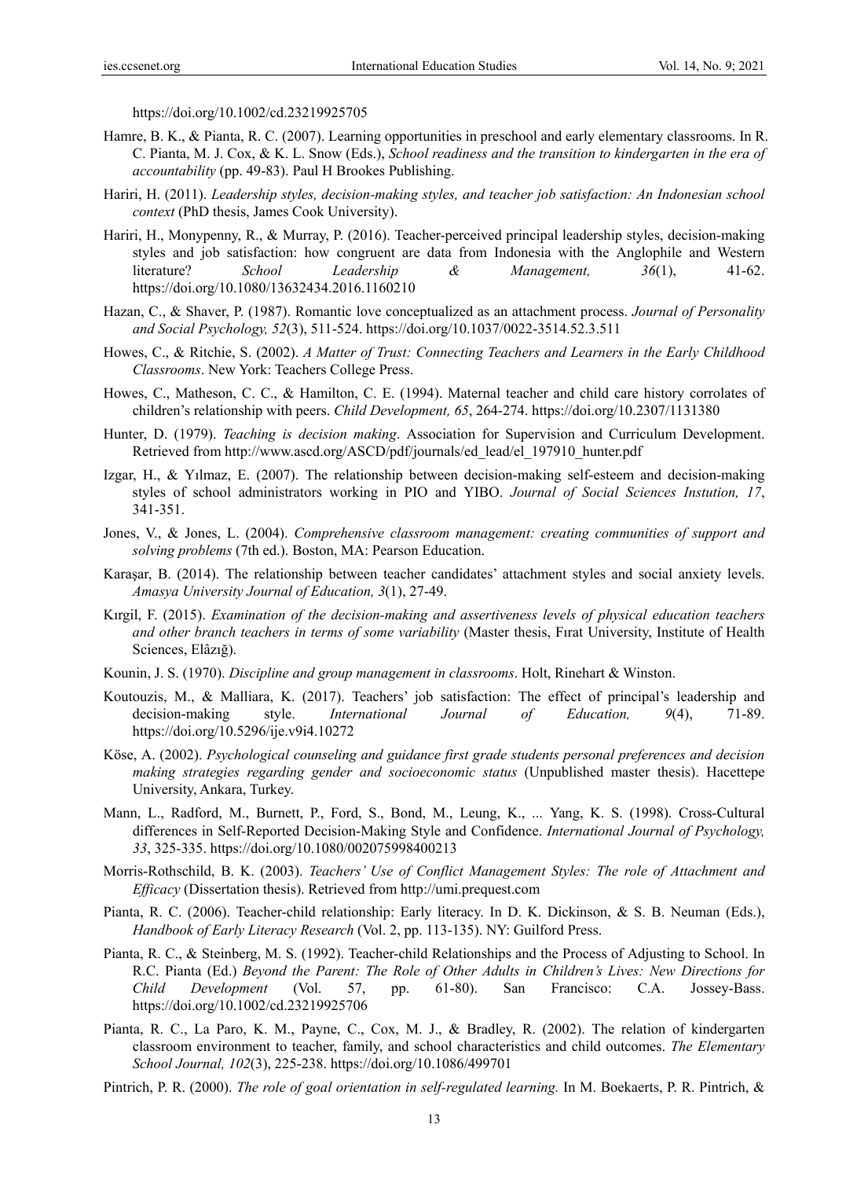https://doi.org/10.1002/cd.23219925705

Hamre, B. K., & Pianta, R. C. (2007). Learning opportunities in preschool and early elementary classrooms. In R. C. Pianta, M. J. Cox, & K. L. Snow (Eds.), *School readiness and the transition to kindergarten in the era of accountability* (pp. 49-83). Paul H Brookes Publishing.

Hariri, H. (2011). *Leadership styles, decision-making styles, and teacher job satisfaction: An Indonesian school context* (PhD thesis, James Cook University).

Hariri, H., Monypenny, R., & Murray, P. (2016). Teacher-perceived principal leadership styles, decision-making styles and job satisfaction: how congruent are data from Indonesia with the Anglophile and Western literature? *School Leadership & Management, 36*(1), 41-62. https://doi.org/10.1080/13632434.2016.1160210

Hazan, C., & Shaver, P. (1987). Romantic love conceptualized as an attachment process. *Journal of Personality and Social Psychology, 52*(3), 511-524. https://doi.org/10.1037/0022-3514.52.3.511

Howes, C., & Ritchie, S. (2002). *A Matter of Trust: Connecting Teachers and Learners in the Early Childhood Classrooms*. New York: Teachers College Press.

Howes, C., Matheson, C. C., & Hamilton, C. E. (1994). Maternal teacher and child care history corrolates of children's relationship with peers. *Child Development, 65*, 264-274. https://doi.org/10.2307/1131380

Hunter, D. (1979). *Teaching is decision making*. Association for Supervision and Curriculum Development. Retrieved from http://www.ascd.org/ASCD/pdf/journals/ed_lead/el_197910_hunter.pdf

Izgar, H., & Yılmaz, E. (2007). The relationship between decision-making self-esteem and decision-making styles of school administrators working in PIO and YIBO. *Journal of Social Sciences Instution, 17*, 341-351.

Jones, V., & Jones, L. (2004). *Comprehensive classroom management: creating communities of support and solving problems* (7th ed.). Boston, MA: Pearson Education.

Karaşar, B. (2014). The relationship between teacher candidates' attachment styles and social anxiety levels. *Amasya University Journal of Education, 3*(1), 27-49.

Kırgil, F. (2015). *Examination of the decision-making and assertiveness levels of physical education teachers and other branch teachers in terms of some variability* (Master thesis, Fırat University, Institute of Health Sciences, Elâzığ).

Kounin, J. S. (1970). *Discipline and group management in classrooms*. Holt, Rinehart & Winston.

Koutouzis, M., & Malliara, K. (2017). Teachers' job satisfaction: The effect of principal's leadership and decision-making style. *International Journal of Education, 9*(4), 71-89. https://doi.org/10.5296/ije.v9i4.10272

Köse, A. (2002). *Psychological counseling and guidance first grade students personal preferences and decision making strategies regarding gender and socioeconomic status* (Unpublished master thesis). Hacettepe University, Ankara, Turkey.

Mann, L., Radford, M., Burnett, P., Ford, S., Bond, M., Leung, K., ... Yang, K. S. (1998). Cross-Cultural differences in Self-Reported Decision-Making Style and Confidence. *International Journal of Psychology, 33*, 325-335. https://doi.org/10.1080/002075998400213

Morris-Rothschild, B. K. (2003). *Teachers' Use of Conflict Management Styles: The role of Attachment and Efficacy* (Dissertation thesis). Retrieved from http://umi.prequest.com

Pianta, R. C. (2006). Teacher-child relationship: Early literacy. In D. K. Dickinson, & S. B. Neuman (Eds.), *Handbook of Early Literacy Research* (Vol. 2, pp. 113-135). NY: Guilford Press.

Pianta, R. C., & Steinberg, M. S. (1992). Teacher-child Relationships and the Process of Adjusting to School. In R.C. Pianta (Ed.) *Beyond the Parent: The Role of Other Adults in Children's Lives: New Directions for Child Development* (Vol. 57, pp. 61-80). San Francisco: C.A. Jossey-Bass. https://doi.org/10.1002/cd.23219925706

Pianta, R. C., La Paro, K. M., Payne, C., Cox, M. J., & Bradley, R. (2002). The relation of kindergarten classroom environment to teacher, family, and school characteristics and child outcomes. *The Elementary School Journal, 102*(3), 225-238. https://doi.org/10.1086/499701

Pintrich, P. R. (2000). *The role of goal orientation in self-regulated learning.* In M. Boekaerts, P. R. Pintrich, &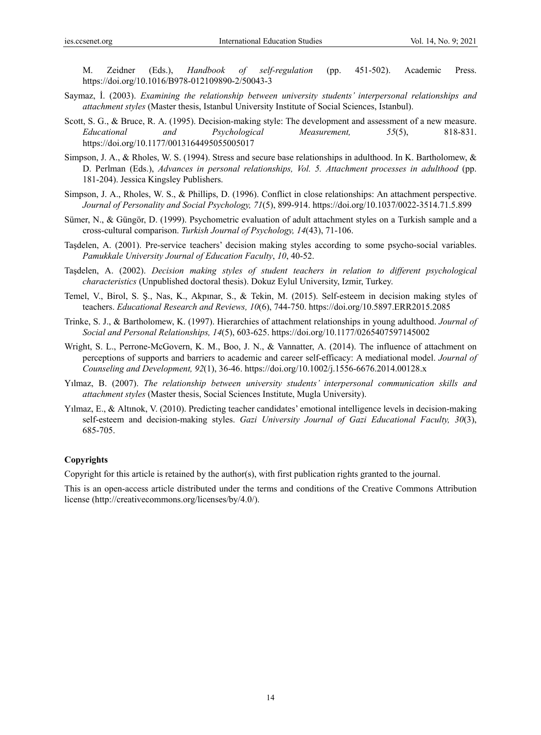M. Zeidner (Eds.), *Handbook of self-regulation* (pp. 451-502). Academic Press. https://doi.org/10.1016/B978-012109890-2/50043-3

Saymaz, İ. (2003). *Examining the relationship between university students' interpersonal relationships and attachment styles* (Master thesis, Istanbul University Institute of Social Sciences, Istanbul).

Scott, S. G., & Bruce, R. A. (1995). Decision-making style: The development and assessment of a new measure. *Educational and Psychological Measurement, 55*(5), 818-831. https://doi.org/10.1177/0013164495055005017

Simpson, J. A., & Rholes, W. S. (1994). Stress and secure base relationships in adulthood. In K. Bartholomew, & D. Perlman (Eds.), *Advances in personal relationships, Vol. 5. Attachment processes in adulthood* (pp. 181-204). Jessica Kingsley Publishers.

Simpson, J. A., Rholes, W. S., & Phillips, D. (1996). Conflict in close relationships: An attachment perspective. *Journal of Personality and Social Psychology, 71*(5), 899-914. https://doi.org/10.1037/0022-3514.71.5.899

Sümer, N., & Güngör, D. (1999). Psychometric evaluation of adult attachment styles on a Turkish sample and a cross-cultural comparison. *Turkish Journal of Psychology, 14*(43), 71-106.

Taşdelen, A. (2001). Pre-service teachers' decision making styles according to some psycho-social variables. *Pamukkale University Journal of Education Faculty*, *10*, 40-52.

Taşdelen, A. (2002). *Decision making styles of student teachers in relation to different psychological characteristics* (Unpublished doctoral thesis). Dokuz Eylul University, Izmir, Turkey.

Temel, V., Birol, S. Ş., Nas, K., Akpınar, S., & Tekin, M. (2015). Self-esteem in decision making styles of teachers. *Educational Research and Reviews, 10*(6), 744-750. https://doi.org/10.5897.ERR2015.2085

Trinke, S. J., & Bartholomew, K. (1997). Hierarchies of attachment relationships in young adulthood. *Journal of Social and Personal Relationships, 14*(5), 603-625. https://doi.org/10.1177/0265407597145002

Wright, S. L., Perrone-McGovern, K. M., Boo, J. N., & Vannatter, A. (2014). The influence of attachment on perceptions of supports and barriers to academic and career self-efficacy: A mediational model. *Journal of Counseling and Development, 92*(1), 36-46. https://doi.org/10.1002/j.1556-6676.2014.00128.x

Yılmaz, B. (2007). *The relationship between university students' interpersonal communication skills and attachment styles* (Master thesis, Social Sciences Institute, Mugla University).

Yılmaz, E., & Altınok, V. (2010). Predicting teacher candidates' emotional intelligence levels in decision-making self-esteem and decision-making styles. *Gazi University Journal of Gazi Educational Faculty, 30*(3), 685-705.

## Copyrights

Copyright for this article is retained by the author(s), with first publication rights granted to the journal.

This is an open-access article distributed under the terms and conditions of the Creative Commons Attribution license (http://creativecommons.org/licenses/by/4.0/).